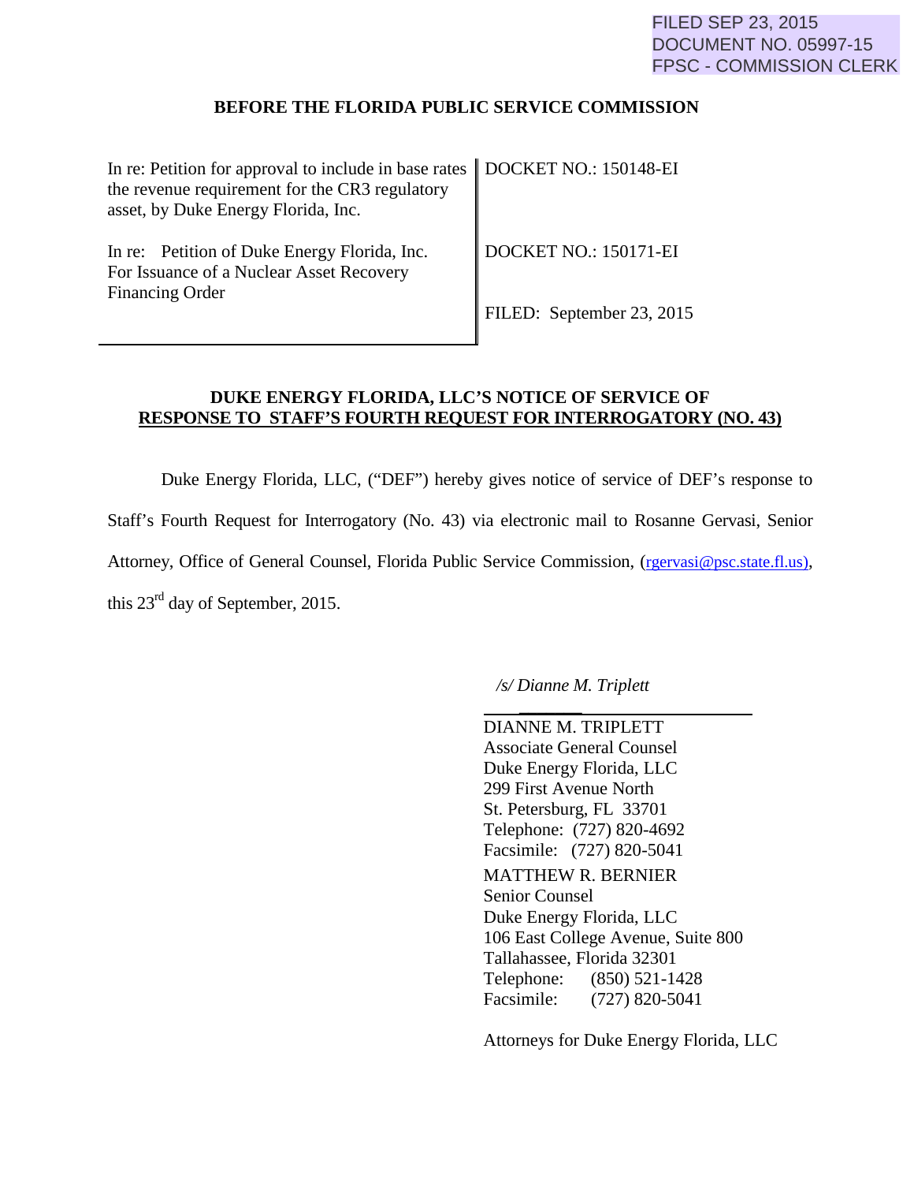FILED SEP 23, 2015
DOCUMENT NO. 05997-15
FPSC - COMMISSION CLERK

**BEFORE THE FLORIDA PUBLIC SERVICE COMMISSION**

| | |
|---|---|
| In re: Petition for approval to include in base rates the revenue requirement for the CR3 regulatory asset, by Duke Energy Florida, Inc. | DOCKET NO.: 150148-EI |
| In re: Petition of Duke Energy Florida, Inc. For Issuance of a Nuclear Asset Recovery Financing Order | DOCKET NO.: 150171-EI<br><br>FILED: September 23, 2015 |

**DUKE ENERGY FLORIDA, LLC'S NOTICE OF SERVICE OF**
**RESPONSE TO STAFF'S FOURTH REQUEST FOR INTERROGATORY (NO. 43)**

Duke Energy Florida, LLC, ("DEF") hereby gives notice of service of DEF's response to Staff's Fourth Request for Interrogatory (No. 43) via electronic mail to Rosanne Gervasi, Senior Attorney, Office of General Counsel, Florida Public Service Commission, (rgervasi@psc.state.fl.us), this 23rd day of September, 2015.

*/s/ Dianne M. Triplett*

DIANNE M. TRIPLETT
Associate General Counsel
Duke Energy Florida, LLC
299 First Avenue North
St. Petersburg, FL 33701
Telephone: (727) 820-4692
Facsimile: (727) 820-5041

MATTHEW R. BERNIER
Senior Counsel
Duke Energy Florida, LLC
106 East College Avenue, Suite 800
Tallahassee, Florida 32301
Telephone: (850) 521-1428
Facsimile: (727) 820-5041

Attorneys for Duke Energy Florida, LLC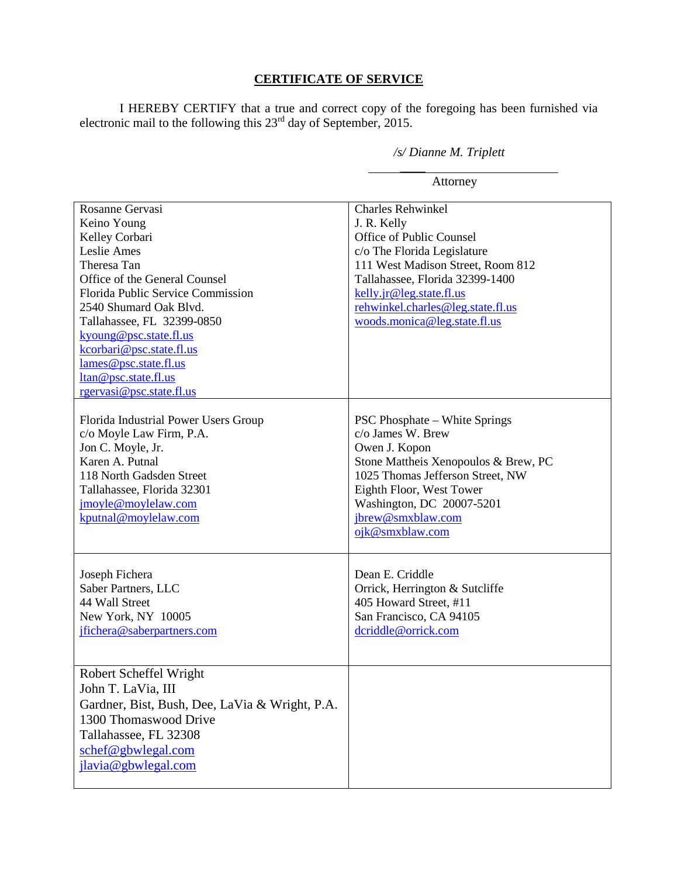## CERTIFICATE OF SERVICE

I HEREBY CERTIFY that a true and correct copy of the foregoing has been furnished via electronic mail to the following this 23rd day of September, 2015.

*/s/ Dianne M. Triplett*

Attorney

| | |
|---|---|
| Rosanne Gervasi<br>Keino Young<br>Kelley Corbari<br>Leslie Ames<br>Theresa Tan<br>Office of the General Counsel<br>Florida Public Service Commission<br>2540 Shumard Oak Blvd.<br>Tallahassee, FL 32399-0850<br>kyoung@psc.state.fl.us<br>kcorbari@psc.state.fl.us<br>lames@psc.state.fl.us<br>ltan@psc.state.fl.us<br>rgervasi@psc.state.fl.us | Charles Rehwinkel<br>J. R. Kelly<br>Office of Public Counsel<br>c/o The Florida Legislature<br>111 West Madison Street, Room 812<br>Tallahassee, Florida 32399-1400<br>kelly.jr@leg.state.fl.us<br>rehwinkel.charles@leg.state.fl.us<br>woods.monica@leg.state.fl.us |
| Florida Industrial Power Users Group<br>c/o Moyle Law Firm, P.A.<br>Jon C. Moyle, Jr.<br>Karen A. Putnal<br>118 North Gadsden Street<br>Tallahassee, Florida 32301<br>jmoyle@moylelaw.com<br>kputnal@moylelaw.com | PSC Phosphate – White Springs<br>c/o James W. Brew<br>Owen J. Kopon<br>Stone Mattheis Xenopoulos & Brew, PC<br>1025 Thomas Jefferson Street, NW<br>Eighth Floor, West Tower<br>Washington, DC 20007-5201<br>jbrew@smxblaw.com<br>ojk@smxblaw.com |
| Joseph Fichera<br>Saber Partners, LLC<br>44 Wall Street<br>New York, NY 10005<br>jfichera@saberpartners.com | Dean E. Criddle<br>Orrick, Herrington & Sutcliffe<br>405 Howard Street, #11<br>San Francisco, CA 94105<br>dcriddle@orrick.com |
| Robert Scheffel Wright<br>John T. LaVia, III<br>Gardner, Bist, Bush, Dee, LaVia & Wright, P.A.<br>1300 Thomaswood Drive<br>Tallahassee, FL 32308<br>schef@gbwlegal.com<br>jlavia@gbwlegal.com | |